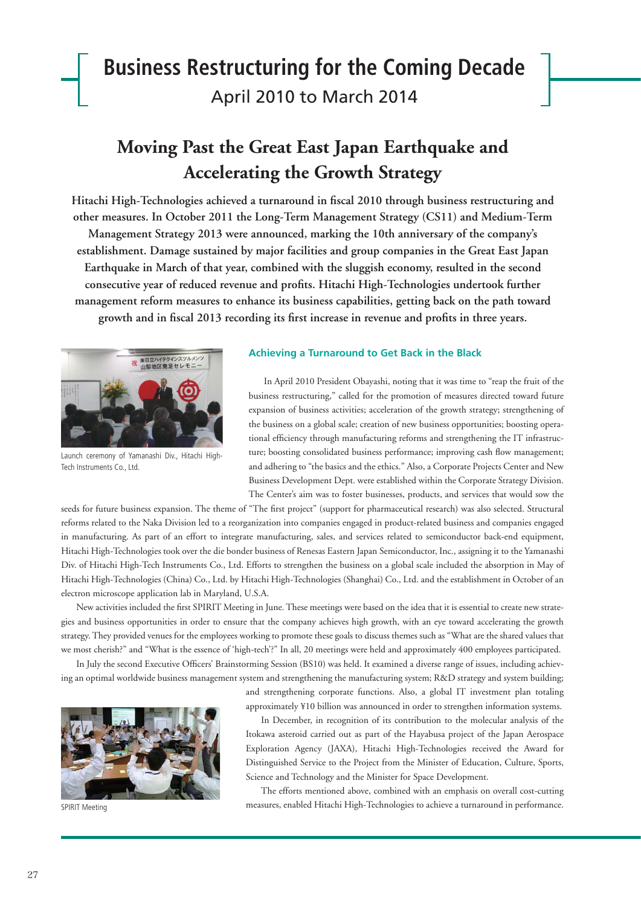# Business Restructuring for the Coming Decade

April 2010 to March 2014

## Moving Past the Great East Japan Earthquake and Accelerating the Growth Strategy

**Hitachi High-Technologies achieved a turnaround in fiscal 2010 through business restructuring and other measures. In October 2011 the Long-Term Management Strategy (CS11) and Medium-Term Management Strategy 2013 were announced, marking the 10th anniversary of the company's establishment. Damage sustained by major facilities and group companies in the Great East Japan Earthquake in March of that year, combined with the sluggish economy, resulted in the second consecutive year of reduced revenue and profits. Hitachi High-Technologies undertook further management reform measures to enhance its business capabilities, getting back on the path toward growth and in fiscal 2013 recording its first increase in revenue and profits in three years.**

Launch ceremony of Yamanashi Div., Hitachi High-Tech Instruments Co., Ltd.

### Achieving a Turnaround to Get Back in the Black

In April 2010 President Obayashi, noting that it was time to "reap the fruit of the business restructuring," called for the promotion of measures directed toward future expansion of business activities; acceleration of the growth strategy; strengthening of the business on a global scale; creation of new business opportunities; boosting operational efficiency through manufacturing reforms and strengthening the IT infrastructure; boosting consolidated business performance; improving cash flow management; and adhering to "the basics and the ethics." Also, a Corporate Projects Center and New Business Development Dept. were established within the Corporate Strategy Division. The Center's aim was to foster businesses, products, and services that would sow the seeds for future business expansion. The theme of "The first project" (support for pharmaceutical research) was also selected. Structural reforms related to the Naka Division led to a reorganization into companies engaged in product-related business and companies engaged in manufacturing. As part of an effort to integrate manufacturing, sales, and services related to semiconductor back-end equipment, Hitachi High-Technologies took over the die bonder business of Renesas Eastern Japan Semiconductor, Inc., assigning it to the Yamanashi Div. of Hitachi High-Tech Instruments Co., Ltd. Efforts to strengthen the business on a global scale included the absorption in May of Hitachi High-Technologies (China) Co., Ltd. by Hitachi High-Technologies (Shanghai) Co., Ltd. and the establishment in October of an electron microscope application lab in Maryland, U.S.A.

New activities included the first SPIRIT Meeting in June. These meetings were based on the idea that it is essential to create new strategies and business opportunities in order to ensure that the company achieves high growth, with an eye toward accelerating the growth strategy. They provided venues for the employees working to promote these goals to discuss themes such as "What are the shared values that we most cherish?" and "What is the essence of 'high-tech'?" In all, 20 meetings were held and approximately 400 employees participated.

In July the second Executive Officers' Brainstorming Session (BS10) was held. It examined a diverse range of issues, including achieving an optimal worldwide business management system and strengthening the manufacturing system; R&D strategy and system building; and strengthening corporate functions. Also, a global IT investment plan totaling approximately ¥10 billion was announced in order to strengthen information systems.

In December, in recognition of its contribution to the molecular analysis of the Itokawa asteroid carried out as part of the Hayabusa project of the Japan Aerospace Exploration Agency (JAXA), Hitachi High-Technologies received the Award for Distinguished Service to the Project from the Minister of Education, Culture, Sports, Science and Technology and the Minister for Space Development.

The efforts mentioned above, combined with an emphasis on overall cost-cutting measures, enabled Hitachi High-Technologies to achieve a turnaround in performance.

SPIRIT Meeting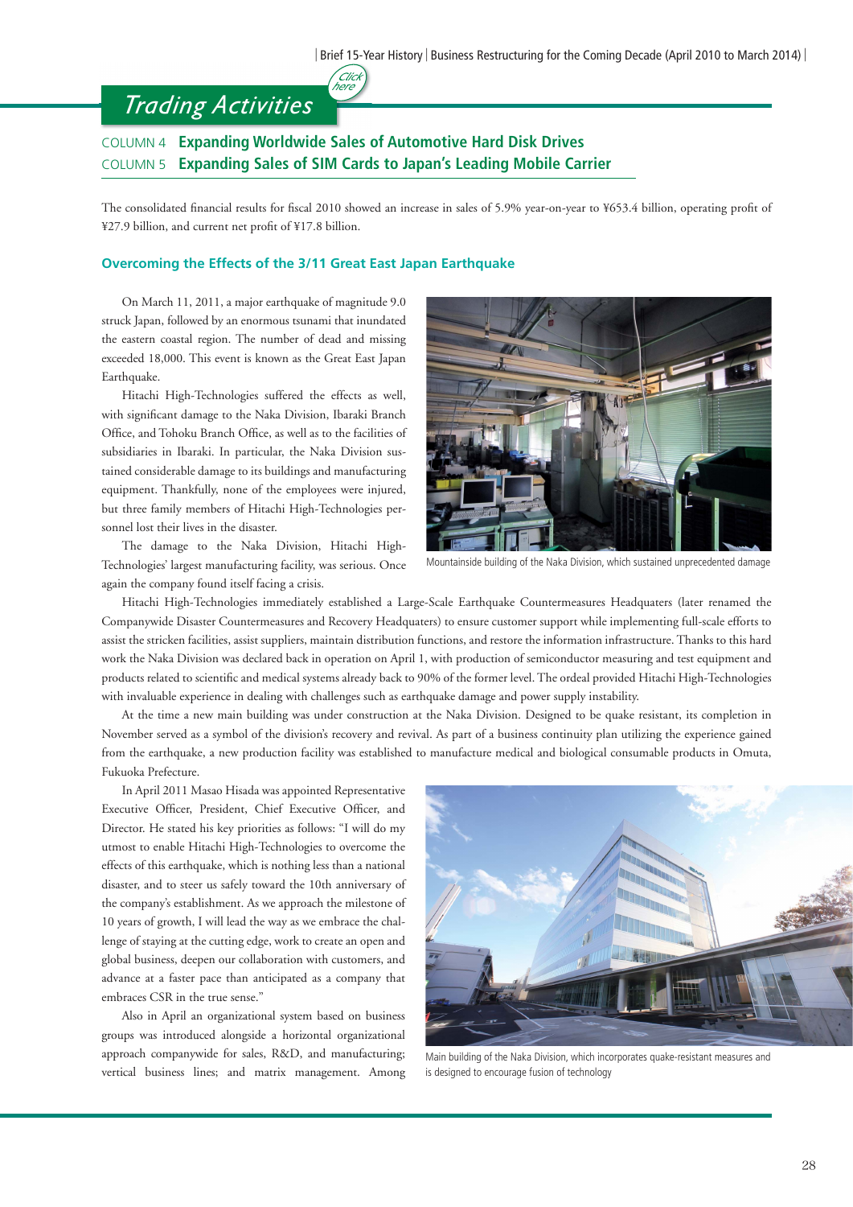## Trading Activities

COLUMN 4 **Expanding Worldwide Sales of Automotive Hard Disk Drives**
COLUMN 5 **Expanding Sales of SIM Cards to Japan's Leading Mobile Carrier**

The consolidated financial results for fiscal 2010 showed an increase in sales of 5.9% year-on-year to ¥653.4 billion, operating profit of ¥27.9 billion, and current net profit of ¥17.8 billion.

### Overcoming the Effects of the 3/11 Great East Japan Earthquake

On March 11, 2011, a major earthquake of magnitude 9.0 struck Japan, followed by an enormous tsunami that inundated the eastern coastal region. The number of dead and missing exceeded 18,000. This event is known as the Great East Japan Earthquake.

Hitachi High-Technologies suffered the effects as well, with significant damage to the Naka Division, Ibaraki Branch Office, and Tohoku Branch Office, as well as to the facilities of subsidiaries in Ibaraki. In particular, the Naka Division sustained considerable damage to its buildings and manufacturing equipment. Thankfully, none of the employees were injured, but three family members of Hitachi High-Technologies personnel lost their lives in the disaster.

The damage to the Naka Division, Hitachi High-Technologies' largest manufacturing facility, was serious. Once again the company found itself facing a crisis.

Mountainside building of the Naka Division, which sustained unprecedented damage

Hitachi High-Technologies immediately established a Large-Scale Earthquake Countermeasures Headquaters (later renamed the Companywide Disaster Countermeasures and Recovery Headquaters) to ensure customer support while implementing full-scale efforts to assist the stricken facilities, assist suppliers, maintain distribution functions, and restore the information infrastructure. Thanks to this hard work the Naka Division was declared back in operation on April 1, with production of semiconductor measuring and test equipment and products related to scientific and medical systems already back to 90% of the former level. The ordeal provided Hitachi High-Technologies with invaluable experience in dealing with challenges such as earthquake damage and power supply instability.

At the time a new main building was under construction at the Naka Division. Designed to be quake resistant, its completion in November served as a symbol of the division's recovery and revival. As part of a business continuity plan utilizing the experience gained from the earthquake, a new production facility was established to manufacture medical and biological consumable products in Omuta, Fukuoka Prefecture.

In April 2011 Masao Hisada was appointed Representative Executive Officer, President, Chief Executive Officer, and Director. He stated his key priorities as follows: "I will do my utmost to enable Hitachi High-Technologies to overcome the effects of this earthquake, which is nothing less than a national disaster, and to steer us safely toward the 10th anniversary of the company's establishment. As we approach the milestone of 10 years of growth, I will lead the way as we embrace the challenge of staying at the cutting edge, work to create an open and global business, deepen our collaboration with customers, and advance at a faster pace than anticipated as a company that embraces CSR in the true sense."

Also in April an organizational system based on business groups was introduced alongside a horizontal organizational approach companywide for sales, R&D, and manufacturing; vertical business lines; and matrix management. Among

Main building of the Naka Division, which incorporates quake-resistant measures and is designed to encourage fusion of technology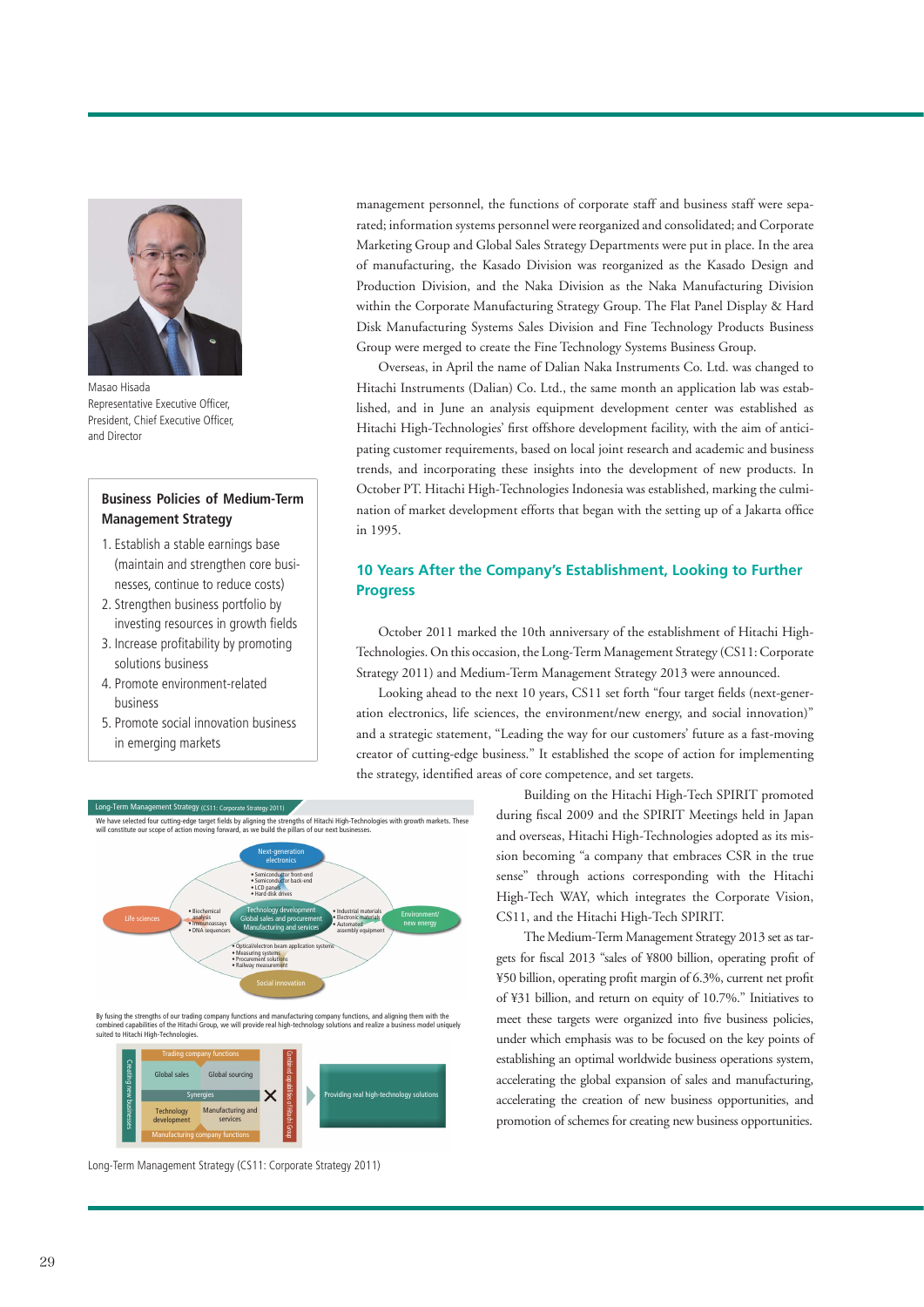Masao Hisada
Representative Executive Officer, President, Chief Executive Officer, and Director

**Business Policies of Medium-Term Management Strategy**

1. Establish a stable earnings base (maintain and strengthen core businesses, continue to reduce costs)
2. Strengthen business portfolio by investing resources in growth fields
3. Increase profitability by promoting solutions business
4. Promote environment-related business
5. Promote social innovation business in emerging markets

management personnel, the functions of corporate staff and business staff were separated; information systems personnel were reorganized and consolidated; and Corporate Marketing Group and Global Sales Strategy Departments were put in place. In the area of manufacturing, the Kasado Division was reorganized as the Kasado Design and Production Division, and the Naka Division as the Naka Manufacturing Division within the Corporate Manufacturing Strategy Group. The Flat Panel Display & Hard Disk Manufacturing Systems Sales Division and Fine Technology Products Business Group were merged to create the Fine Technology Systems Business Group.

Overseas, in April the name of Dalian Naka Instruments Co. Ltd. was changed to Hitachi Instruments (Dalian) Co. Ltd., the same month an application lab was established, and in June an analysis equipment development center was established as Hitachi High-Technologies' first offshore development facility, with the aim of anticipating customer requirements, based on local joint research and academic and business trends, and incorporating these insights into the development of new products. In October PT. Hitachi High-Technologies Indonesia was established, marking the culmination of market development efforts that began with the setting up of a Jakarta office in 1995.

## 10 Years After the Company's Establishment, Looking to Further Progress

October 2011 marked the 10th anniversary of the establishment of Hitachi High-Technologies. On this occasion, the Long-Term Management Strategy (CS11: Corporate Strategy 2011) and Medium-Term Management Strategy 2013 were announced.

Looking ahead to the next 10 years, CS11 set forth "four target fields (next-generation electronics, life sciences, the environment/new energy, and social innovation)" and a strategic statement, "Leading the way for our customers' future as a fast-moving creator of cutting-edge business." It established the scope of action for implementing the strategy, identified areas of core competence, and set targets.

Building on the Hitachi High-Tech SPIRIT promoted during fiscal 2009 and the SPIRIT Meetings held in Japan and overseas, Hitachi High-Technologies adopted as its mission becoming "a company that embraces CSR in the true sense" through actions corresponding with the Hitachi High-Tech WAY, which integrates the Corporate Vision, CS11, and the Hitachi High-Tech SPIRIT.

The Medium-Term Management Strategy 2013 set as targets for fiscal 2013 "sales of ¥800 billion, operating profit of ¥50 billion, operating profit margin of 6.3%, current net profit of ¥31 billion, and return on equity of 10.7%." Initiatives to meet these targets were organized into five business policies, under which emphasis was to be focused on the key points of establishing an optimal worldwide business operations system, accelerating the global expansion of sales and manufacturing, accelerating the creation of new business opportunities, and promotion of schemes for creating new business opportunities.

Long-Term Management Strategy (CS11: Corporate Strategy 2011)

We have selected four cutting-edge target fields by aligning the strengths of Hitachi High-Technologies with growth markets. These will constitute our scope of action moving forward, as we build the pillars of our next businesses.

- Next-generation electronics: Semiconductor front-end; Semiconductor back-end; LCD panels; Hard disk drives
- Life sciences: Biochemical analysis; Immunoassays; DNA sequencers
- Environment/new energy: Industrial materials; Electronic materials; Automated assembly equipment
- Social innovation: Optical/electron beam application systems; Measuring systems; Procurement solutions; Railway measurement
- Core: Technology development; Global sales and procurement; Manufacturing and services

By fusing the strengths of our trading company functions and manufacturing company functions, and aligning them with the combined capabilities of the Hitachi Group, we will provide real high-technology solutions and realize a business model uniquely suited to Hitachi High-Technologies.

- Creating new businesses
- Trading company functions: Global sales; Global sourcing
- Synergies
- Manufacturing company functions: Technology development; Manufacturing and services
- × Combined capabilities of Hitachi Group
- Providing real high-technology solutions

Long-Term Management Strategy (CS11: Corporate Strategy 2011)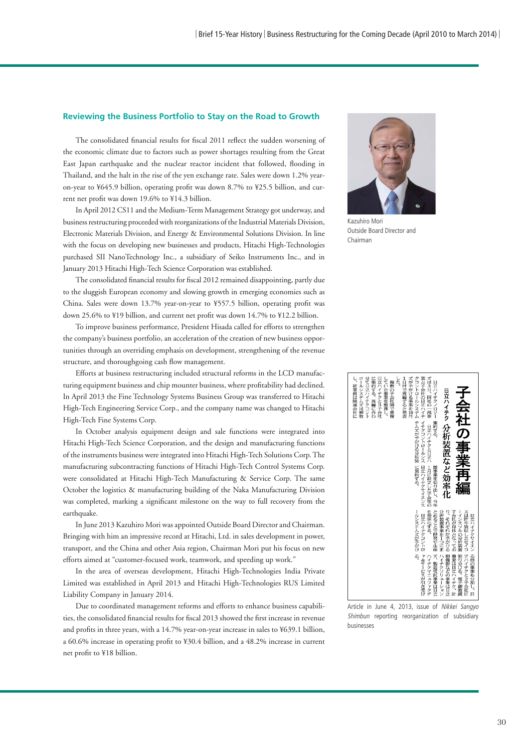## Reviewing the Business Portfolio to Stay on the Road to Growth

The consolidated financial results for fiscal 2011 reflect the sudden worsening of the economic climate due to factors such as power shortages resulting from the Great East Japan earthquake and the nuclear reactor incident that followed, flooding in Thailand, and the halt in the rise of the yen exchange rate. Sales were down 1.2% year-on-year to ¥645.9 billion, operating profit was down 8.7% to ¥25.5 billion, and current net profit was down 19.6% to ¥14.3 billion.

In April 2012 CS11 and the Medium-Term Management Strategy got underway, and business restructuring proceeded with reorganizations of the Industrial Materials Division, Electronic Materials Division, and Energy & Environmental Solutions Division. In line with the focus on developing new businesses and products, Hitachi High-Technologies purchased SII NanoTechnology Inc., a subsidiary of Seiko Instruments Inc., and in January 2013 Hitachi High-Tech Science Corporation was established.

The consolidated financial results for fiscal 2012 remained disappointing, partly due to the sluggish European economy and slowing growth in emerging economies such as China. Sales were down 13.7% year-on-year to ¥557.5 billion, operating profit was down 25.6% to ¥19 billion, and current net profit was down 14.7% to ¥12.2 billion.

To improve business performance, President Hisada called for efforts to strengthen the company's business portfolio, an acceleration of the creation of new business opportunities through an overriding emphasis on development, strengthening of the revenue structure, and thoroughgoing cash flow management.

Efforts at business restructuring included structural reforms in the LCD manufacturing equipment business and chip mounter business, where profitability had declined. In April 2013 the Fine Technology Systems Business Group was transferred to Hitachi High-Tech Engineering Service Corp., and the company name was changed to Hitachi High-Tech Fine Systems Corp.

In October analysis equipment design and sale functions were integrated into Hitachi High-Tech Science Corporation, and the design and manufacturing functions of the instruments business were integrated into Hitachi High-Tech Solutions Corp. The manufacturing subcontracting functions of Hitachi High-Tech Control Systems Corp. were consolidated at Hitachi High-Tech Manufacturing & Service Corp. The same October the logistics & manufacturing building of the Naka Manufacturing Division was completed, marking a significant milestone on the way to full recovery from the earthquake.

In June 2013 Kazuhiro Mori was appointed Outside Board Director and Chairman. Bringing with him an impressive record at Hitachi, Ltd. in sales development in power, transport, and the China and other Asia region, Chairman Mori put his focus on new efforts aimed at "customer-focused work, teamwork, and speeding up work."

In the area of overseas development, Hitachi High-Technologies India Private Limited was established in April 2013 and Hitachi High-Technologies RUS Limited Liability Company in January 2014.

Due to coordinated management reforms and efforts to enhance business capabilities, the consolidated financial results for fiscal 2013 showed the first increase in revenue and profits in three years, with a 14.7% year-on-year increase in sales to ¥639.1 billion, a 60.6% increase in operating profit to ¥30.4 billion, and a 48.2% increase in current net profit to ¥18 billion.

Kazuhiro Mori
Outside Board Director and Chairman

Article in June 4, 2013, issue of *Nikkei Sangyo Shimbun* reporting reorganization of subsidiary businesses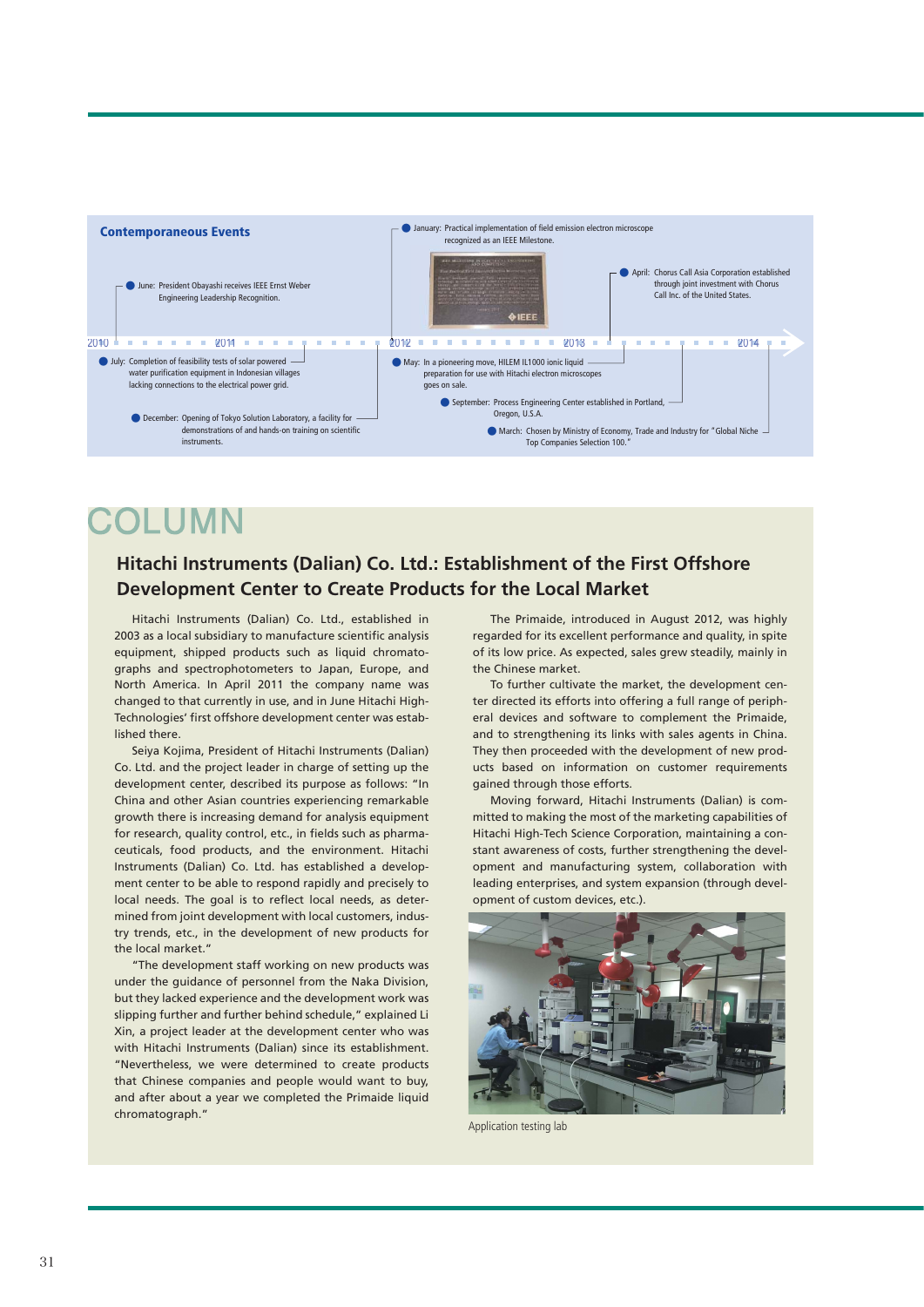## Contemporaneous Events

2010 / 2011 / 2012 / 2013 / 2014

- June: President Obayashi receives IEEE Ernst Weber Engineering Leadership Recognition.
- July: Completion of feasibility tests of solar powered water purification equipment in Indonesian villages lacking connections to the electrical power grid.
- December: Opening of Tokyo Solution Laboratory, a facility for demonstrations of and hands-on training on scientific instruments.
- January: Practical implementation of field emission electron microscope recognized as an IEEE Milestone.
- May: In a pioneering move, HILEM IL1000 ionic liquid preparation for use with Hitachi electron microscopes goes on sale.
- September: Process Engineering Center established in Portland, Oregon, U.S.A.
- April: Chorus Call Asia Corporation established through joint investment with Chorus Call Inc. of the United States.
- March: Chosen by Ministry of Economy, Trade and Industry for "Global Niche Top Companies Selection 100."

# COLUMN

## Hitachi Instruments (Dalian) Co. Ltd.: Establishment of the First Offshore Development Center to Create Products for the Local Market

Hitachi Instruments (Dalian) Co. Ltd., established in 2003 as a local subsidiary to manufacture scientific analysis equipment, shipped products such as liquid chromatographs and spectrophotometers to Japan, Europe, and North America. In April 2011 the company name was changed to that currently in use, and in June Hitachi High-Technologies' first offshore development center was established there.

Seiya Kojima, President of Hitachi Instruments (Dalian) Co. Ltd. and the project leader in charge of setting up the development center, described its purpose as follows: "In China and other Asian countries experiencing remarkable growth there is increasing demand for analysis equipment for research, quality control, etc., in fields such as pharmaceuticals, food products, and the environment. Hitachi Instruments (Dalian) Co. Ltd. has established a development center to be able to respond rapidly and precisely to local needs. The goal is to reflect local needs, as determined from joint development with local customers, industry trends, etc., in the development of new products for the local market."

"The development staff working on new products was under the guidance of personnel from the Naka Division, but they lacked experience and the development work was slipping further and further behind schedule," explained Li Xin, a project leader at the development center who was with Hitachi Instruments (Dalian) since its establishment. "Nevertheless, we were determined to create products that Chinese companies and people would want to buy, and after about a year we completed the Primaide liquid chromatograph."

The Primaide, introduced in August 2012, was highly regarded for its excellent performance and quality, in spite of its low price. As expected, sales grew steadily, mainly in the Chinese market.

To further cultivate the market, the development center directed its efforts into offering a full range of peripheral devices and software to complement the Primaide, and to strengthening its links with sales agents in China. They then proceeded with the development of new products based on information on customer requirements gained through those efforts.

Moving forward, Hitachi Instruments (Dalian) is committed to making the most of the marketing capabilities of Hitachi High-Tech Science Corporation, maintaining a constant awareness of costs, further strengthening the development and manufacturing system, collaboration with leading enterprises, and system expansion (through development of custom devices, etc.).

Application testing lab